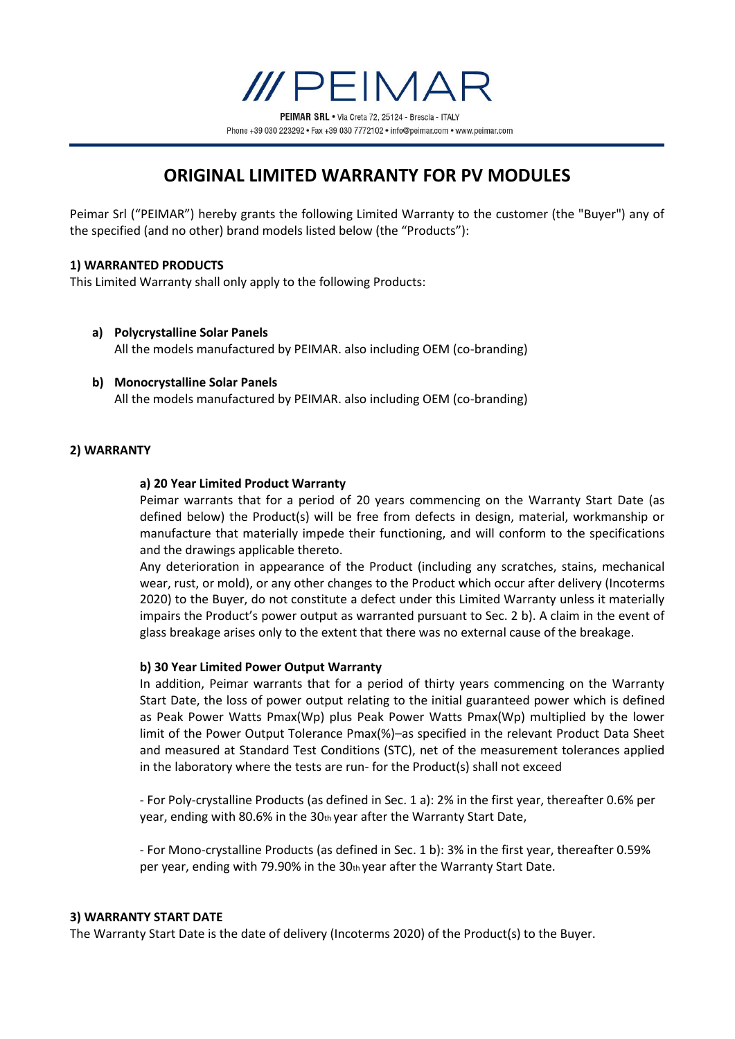# /// PEIMAR

**PEIMAR SRL** • Via Creta 72, 25124 - Brescia - ITALY
Phone +39 030 223292 • Fax +39 030 7772102 • info@peimar.com • www.peimar.com

## ORIGINAL LIMITED WARRANTY FOR PV MODULES

Peimar Srl ("PEIMAR") hereby grants the following Limited Warranty to the customer (the "Buyer") any of the specified (and no other) brand models listed below (the "Products"):

### 1) WARRANTED PRODUCTS

This Limited Warranty shall only apply to the following Products:

a) **Polycrystalline Solar Panels**
All the models manufactured by PEIMAR. also including OEM (co-branding)

b) **Monocrystalline Solar Panels**
All the models manufactured by PEIMAR. also including OEM (co-branding)

### 2) WARRANTY

**a) 20 Year Limited Product Warranty**

Peimar warrants that for a period of 20 years commencing on the Warranty Start Date (as defined below) the Product(s) will be free from defects in design, material, workmanship or manufacture that materially impede their functioning, and will conform to the specifications and the drawings applicable thereto.

Any deterioration in appearance of the Product (including any scratches, stains, mechanical wear, rust, or mold), or any other changes to the Product which occur after delivery (Incoterms 2020) to the Buyer, do not constitute a defect under this Limited Warranty unless it materially impairs the Product's power output as warranted pursuant to Sec. 2 b). A claim in the event of glass breakage arises only to the extent that there was no external cause of the breakage.

**b) 30 Year Limited Power Output Warranty**

In addition, Peimar warrants that for a period of thirty years commencing on the Warranty Start Date, the loss of power output relating to the initial guaranteed power which is defined as Peak Power Watts Pmax(Wp) plus Peak Power Watts Pmax(Wp) multiplied by the lower limit of the Power Output Tolerance Pmax(%)–as specified in the relevant Product Data Sheet and measured at Standard Test Conditions (STC), net of the measurement tolerances applied in the laboratory where the tests are run- for the Product(s) shall not exceed

- For Poly-crystalline Products (as defined in Sec. 1 a): 2% in the first year, thereafter 0.6% per year, ending with 80.6% in the 30th year after the Warranty Start Date,

- For Mono-crystalline Products (as defined in Sec. 1 b): 3% in the first year, thereafter 0.59% per year, ending with 79.90% in the 30th year after the Warranty Start Date.

### 3) WARRANTY START DATE

The Warranty Start Date is the date of delivery (Incoterms 2020) of the Product(s) to the Buyer.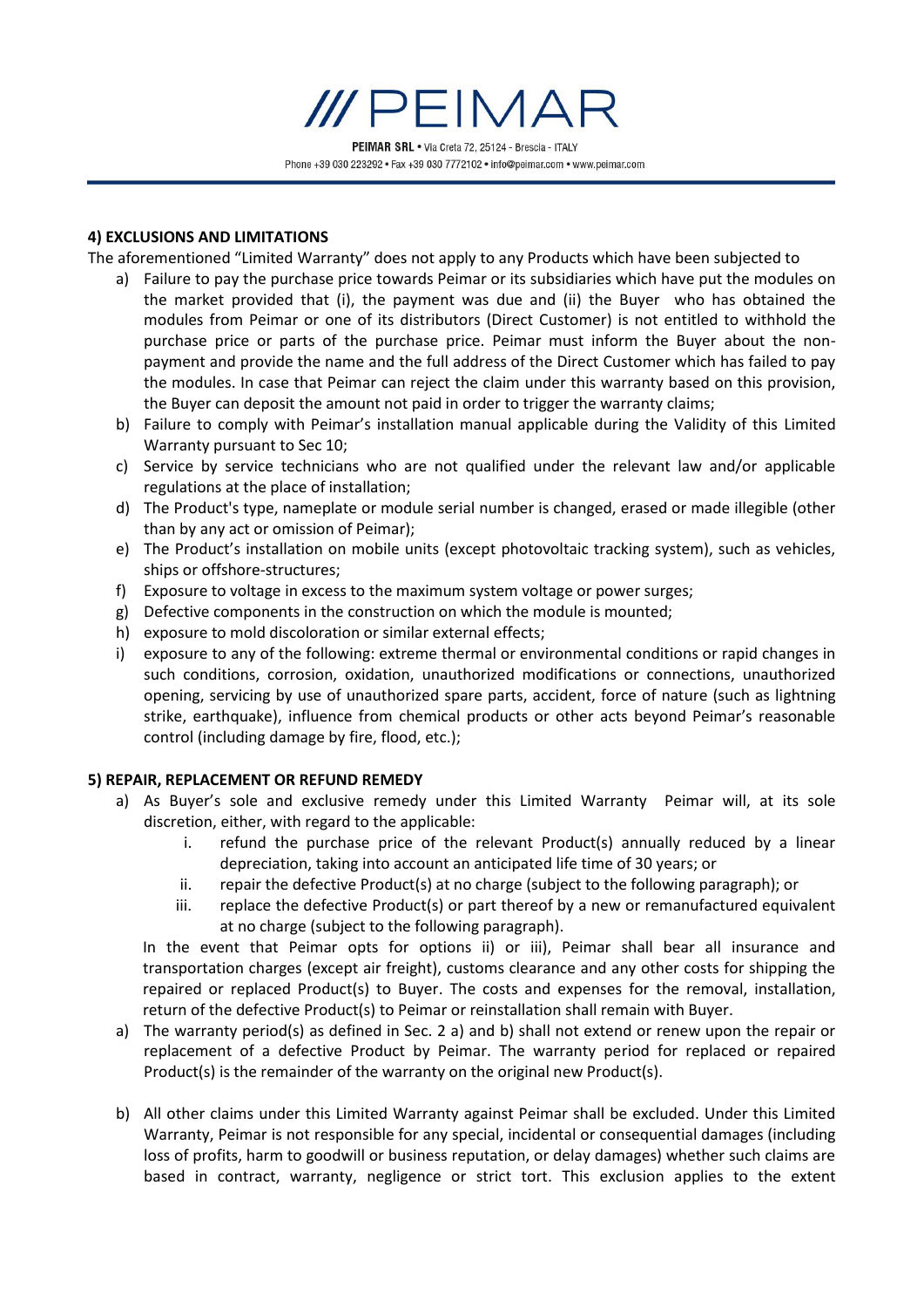## 4) EXCLUSIONS AND LIMITATIONS

The aforementioned "Limited Warranty" does not apply to any Products which have been subjected to

a) Failure to pay the purchase price towards Peimar or its subsidiaries which have put the modules on the market provided that (i), the payment was due and (ii) the Buyer who has obtained the modules from Peimar or one of its distributors (Direct Customer) is not entitled to withhold the purchase price or parts of the purchase price. Peimar must inform the Buyer about the non-payment and provide the name and the full address of the Direct Customer which has failed to pay the modules. In case that Peimar can reject the claim under this warranty based on this provision, the Buyer can deposit the amount not paid in order to trigger the warranty claims;
b) Failure to comply with Peimar's installation manual applicable during the Validity of this Limited Warranty pursuant to Sec 10;
c) Service by service technicians who are not qualified under the relevant law and/or applicable regulations at the place of installation;
d) The Product's type, nameplate or module serial number is changed, erased or made illegible (other than by any act or omission of Peimar);
e) The Product's installation on mobile units (except photovoltaic tracking system), such as vehicles, ships or offshore-structures;
f) Exposure to voltage in excess to the maximum system voltage or power surges;
g) Defective components in the construction on which the module is mounted;
h) exposure to mold discoloration or similar external effects;
i) exposure to any of the following: extreme thermal or environmental conditions or rapid changes in such conditions, corrosion, oxidation, unauthorized modifications or connections, unauthorized opening, servicing by use of unauthorized spare parts, accident, force of nature (such as lightning strike, earthquake), influence from chemical products or other acts beyond Peimar's reasonable control (including damage by fire, flood, etc.);

## 5) REPAIR, REPLACEMENT OR REFUND REMEDY

a) As Buyer's sole and exclusive remedy under this Limited Warranty Peimar will, at its sole discretion, either, with regard to the applicable:
   i. refund the purchase price of the relevant Product(s) annually reduced by a linear depreciation, taking into account an anticipated life time of 30 years; or
   ii. repair the defective Product(s) at no charge (subject to the following paragraph); or
   iii. replace the defective Product(s) or part thereof by a new or remanufactured equivalent at no charge (subject to the following paragraph).

   In the event that Peimar opts for options ii) or iii), Peimar shall bear all insurance and transportation charges (except air freight), customs clearance and any other costs for shipping the repaired or replaced Product(s) to Buyer. The costs and expenses for the removal, installation, return of the defective Product(s) to Peimar or reinstallation shall remain with Buyer.
a) The warranty period(s) as defined in Sec. 2 a) and b) shall not extend or renew upon the repair or replacement of a defective Product by Peimar. The warranty period for replaced or repaired Product(s) is the remainder of the warranty on the original new Product(s).
b) All other claims under this Limited Warranty against Peimar shall be excluded. Under this Limited Warranty, Peimar is not responsible for any special, incidental or consequential damages (including loss of profits, harm to goodwill or business reputation, or delay damages) whether such claims are based in contract, warranty, negligence or strict tort. This exclusion applies to the extent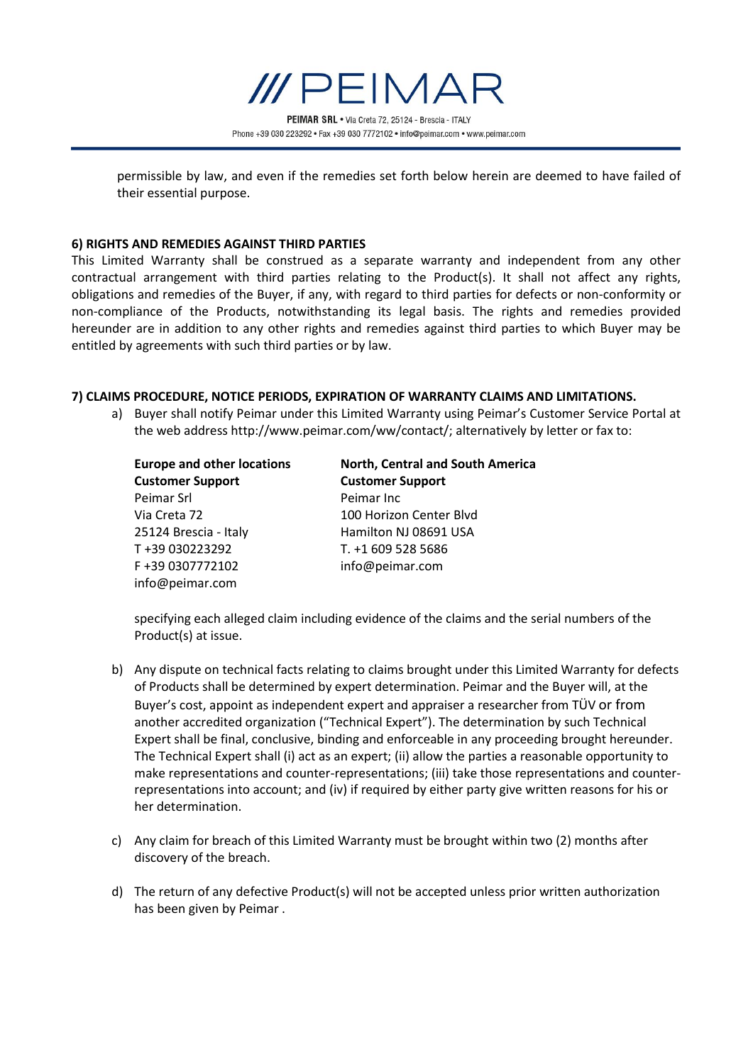permissible by law, and even if the remedies set forth below herein are deemed to have failed of their essential purpose.

**6) RIGHTS AND REMEDIES AGAINST THIRD PARTIES**

This Limited Warranty shall be construed as a separate warranty and independent from any other contractual arrangement with third parties relating to the Product(s). It shall not affect any rights, obligations and remedies of the Buyer, if any, with regard to third parties for defects or non-conformity or non-compliance of the Products, notwithstanding its legal basis. The rights and remedies provided hereunder are in addition to any other rights and remedies against third parties to which Buyer may be entitled by agreements with such third parties or by law.

**7) CLAIMS PROCEDURE, NOTICE PERIODS, EXPIRATION OF WARRANTY CLAIMS AND LIMITATIONS.**

a) Buyer shall notify Peimar under this Limited Warranty using Peimar's Customer Service Portal at the web address http://www.peimar.com/ww/contact/; alternatively by letter or fax to:

   **Europe and other locations**
   **Customer Support**
   Peimar Srl
   Via Creta 72
   25124 Brescia - Italy
   T +39 030223292
   F +39 0307772102
   info@peimar.com

   **North, Central and South America**
   **Customer Support**
   Peimar Inc
   100 Horizon Center Blvd
   Hamilton NJ 08691 USA
   T. +1 609 528 5686
   info@peimar.com

   specifying each alleged claim including evidence of the claims and the serial numbers of the Product(s) at issue.

b) Any dispute on technical facts relating to claims brought under this Limited Warranty for defects of Products shall be determined by expert determination. Peimar and the Buyer will, at the Buyer's cost, appoint as independent expert and appraiser a researcher from TÜV or from another accredited organization ("Technical Expert"). The determination by such Technical Expert shall be final, conclusive, binding and enforceable in any proceeding brought hereunder. The Technical Expert shall (i) act as an expert; (ii) allow the parties a reasonable opportunity to make representations and counter-representations; (iii) take those representations and counter-representations into account; and (iv) if required by either party give written reasons for his or her determination.

c) Any claim for breach of this Limited Warranty must be brought within two (2) months after discovery of the breach.

d) The return of any defective Product(s) will not be accepted unless prior written authorization has been given by Peimar .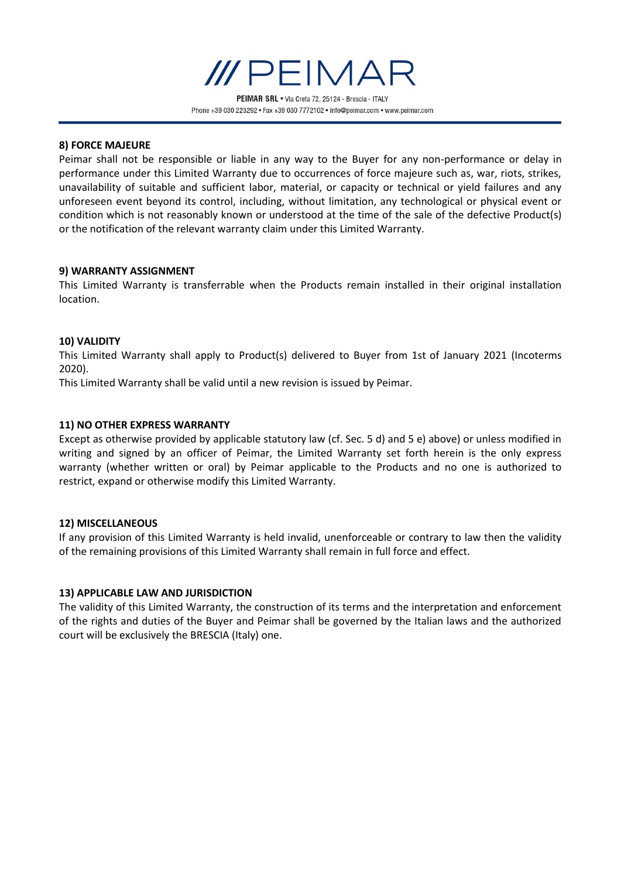## 8) FORCE MAJEURE

Peimar shall not be responsible or liable in any way to the Buyer for any non-performance or delay in performance under this Limited Warranty due to occurrences of force majeure such as, war, riots, strikes, unavailability of suitable and sufficient labor, material, or capacity or technical or yield failures and any unforeseen event beyond its control, including, without limitation, any technological or physical event or condition which is not reasonably known or understood at the time of the sale of the defective Product(s) or the notification of the relevant warranty claim under this Limited Warranty.

## 9) WARRANTY ASSIGNMENT

This Limited Warranty is transferrable when the Products remain installed in their original installation location.

## 10) VALIDITY

This Limited Warranty shall apply to Product(s) delivered to Buyer from 1st of January 2021 (Incoterms 2020).

This Limited Warranty shall be valid until a new revision is issued by Peimar.

## 11) NO OTHER EXPRESS WARRANTY

Except as otherwise provided by applicable statutory law (cf. Sec. 5 d) and 5 e) above) or unless modified in writing and signed by an officer of Peimar, the Limited Warranty set forth herein is the only express warranty (whether written or oral) by Peimar applicable to the Products and no one is authorized to restrict, expand or otherwise modify this Limited Warranty.

## 12) MISCELLANEOUS

If any provision of this Limited Warranty is held invalid, unenforceable or contrary to law then the validity of the remaining provisions of this Limited Warranty shall remain in full force and effect.

## 13) APPLICABLE LAW AND JURISDICTION

The validity of this Limited Warranty, the construction of its terms and the interpretation and enforcement of the rights and duties of the Buyer and Peimar shall be governed by the Italian laws and the authorized court will be exclusively the BRESCIA (Italy) one.